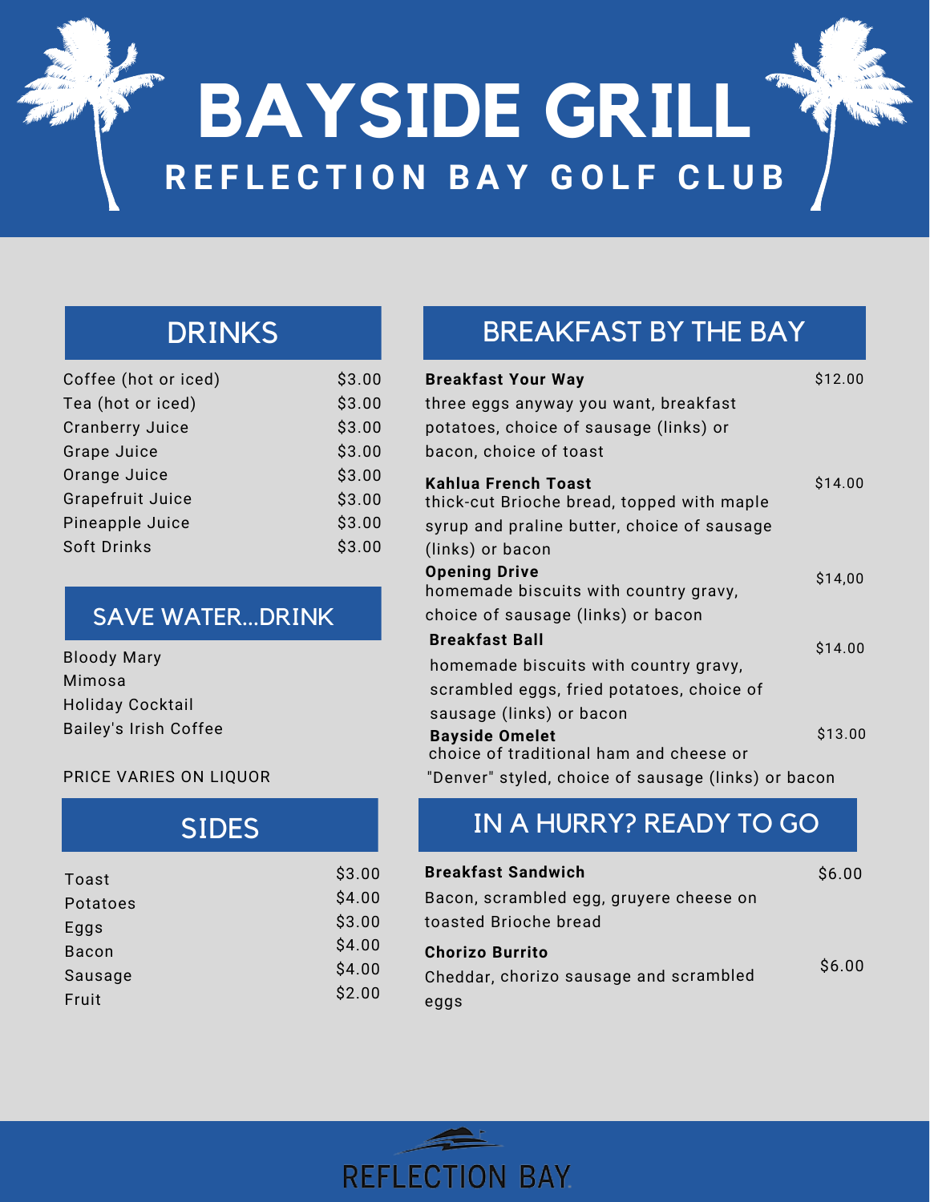# BAYSIDE GRILL

## REFLECTION BAY GOLF CLUB

## DRINKS

| Item | Price |
|---|---|
| Coffee (hot or iced) | $3.00 |
| Tea (hot or iced) | $3.00 |
| Cranberry Juice | $3.00 |
| Grape Juice | $3.00 |
| Orange Juice | $3.00 |
| Grapefruit Juice | $3.00 |
| Pineapple Juice | $3.00 |
| Soft Drinks | $3.00 |

## SAVE WATER...DRINK

Bloody Mary
Mimosa
Holiday Cocktail
Bailey's Irish Coffee

PRICE VARIES ON LIQUOR

## SIDES

| Item | Price |
|---|---|
| Toast | $3.00 |
| Potatoes | $4.00 |
| Eggs | $3.00 |
| Bacon | $4.00 |
| Sausage | $4.00 |
| Fruit | $2.00 |

## BREAKFAST BY THE BAY

**Breakfast Your Way** — $12.00
three eggs anyway you want, breakfast potatoes, choice of sausage (links) or bacon, choice of toast

**Kahlua French Toast** — $14.00
thick-cut Brioche bread, topped with maple syrup and praline butter, choice of sausage (links) or bacon

**Opening Drive** — $14,00
homemade biscuits with country gravy, choice of sausage (links) or bacon

**Breakfast Ball** — $14.00
homemade biscuits with country gravy, scrambled eggs, fried potatoes, choice of sausage (links) or bacon

**Bayside Omelet** — $13.00
choice of traditional ham and cheese or "Denver" styled, choice of sausage (links) or bacon

## IN A HURRY? READY TO GO

**Breakfast Sandwich** — $6.00
Bacon, scrambled egg, gruyere cheese on toasted Brioche bread

**Chorizo Burrito** — $6.00
Cheddar, chorizo sausage and scrambled eggs

REFLECTION BAY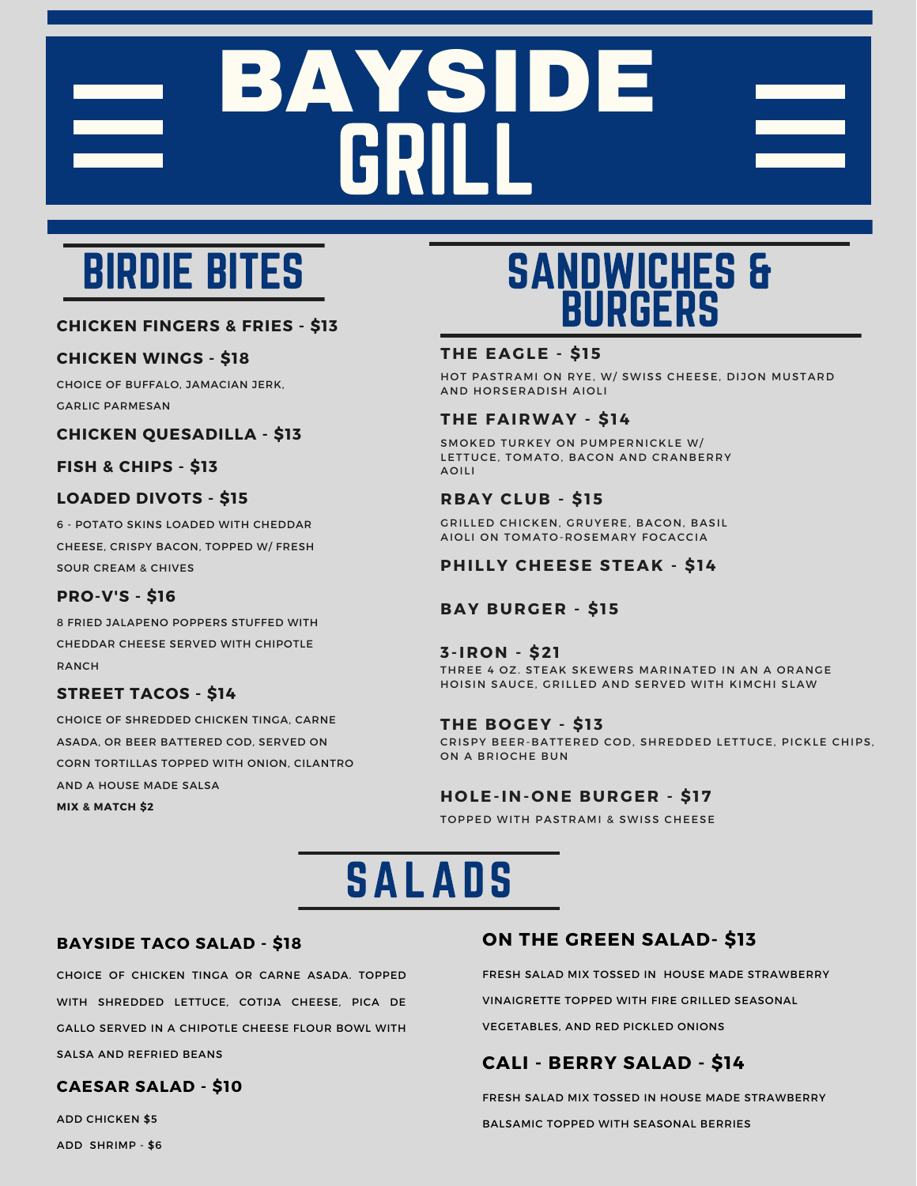# BAYSIDE GRILL

## BIRDIE BITES

**CHICKEN FINGERS & FRIES - $13**

**CHICKEN WINGS - $18**

CHOICE OF BUFFALO, JAMACIAN JERK, GARLIC PARMESAN

**CHICKEN QUESADILLA - $13**

**FISH & CHIPS - $13**

**LOADED DIVOTS - $15**

6 - POTATO SKINS LOADED WITH CHEDDAR CHEESE, CRISPY BACON, TOPPED W/ FRESH SOUR CREAM & CHIVES

**PRO-V'S - $16**

8 FRIED JALAPENO POPPERS STUFFED WITH CHEDDAR CHEESE SERVED WITH CHIPOTLE RANCH

**STREET TACOS - $14**

CHOICE OF SHREDDED CHICKEN TINGA, CARNE ASADA, OR BEER BATTERED COD, SERVED ON CORN TORTILLAS TOPPED WITH ONION, CILANTRO AND A HOUSE MADE SALSA

**MIX & MATCH $2**

## SANDWICHES & BURGERS

**THE EAGLE - $15**

HOT PASTRAMI ON RYE, W/ SWISS CHEESE, DIJON MUSTARD AND HORSERADISH AIOLI

**THE FAIRWAY - $14**

SMOKED TURKEY ON PUMPERNICKLE W/ LETTUCE, TOMATO, BACON AND CRANBERRY AOILI

**RBAY CLUB - $15**

GRILLED CHICKEN, GRUYERE, BACON, BASIL AIOLI ON TOMATO-ROSEMARY FOCACCIA

**PHILLY CHEESE STEAK - $14**

**BAY BURGER - $15**

**3-IRON - $21**

THREE 4 OZ. STEAK SKEWERS MARINATED IN AN A ORANGE HOISIN SAUCE, GRILLED AND SERVED WITH KIMCHI SLAW

**THE BOGEY - $13**

CRISPY BEER-BATTERED COD, SHREDDED LETTUCE, PICKLE CHIPS, ON A BRIOCHE BUN

**HOLE-IN-ONE BURGER - $17**

TOPPED WITH PASTRAMI & SWISS CHEESE

## SALADS

**BAYSIDE TACO SALAD - $18**

CHOICE OF CHICKEN TINGA OR CARNE ASADA. TOPPED WITH SHREDDED LETTUCE, COTIJA CHEESE, PICA DE GALLO SERVED IN A CHIPOTLE CHEESE FLOUR BOWL WITH SALSA AND REFRIED BEANS

**CAESAR SALAD - $10**

ADD CHICKEN $5

ADD SHRIMP - $6

**ON THE GREEN SALAD- $13**

FRESH SALAD MIX TOSSED IN HOUSE MADE STRAWBERRY VINAIGRETTE TOPPED WITH FIRE GRILLED SEASONAL VEGETABLES, AND RED PICKLED ONIONS

**CALI - BERRY SALAD - $14**

FRESH SALAD MIX TOSSED IN HOUSE MADE STRAWBERRY BALSAMIC TOPPED WITH SEASONAL BERRIES